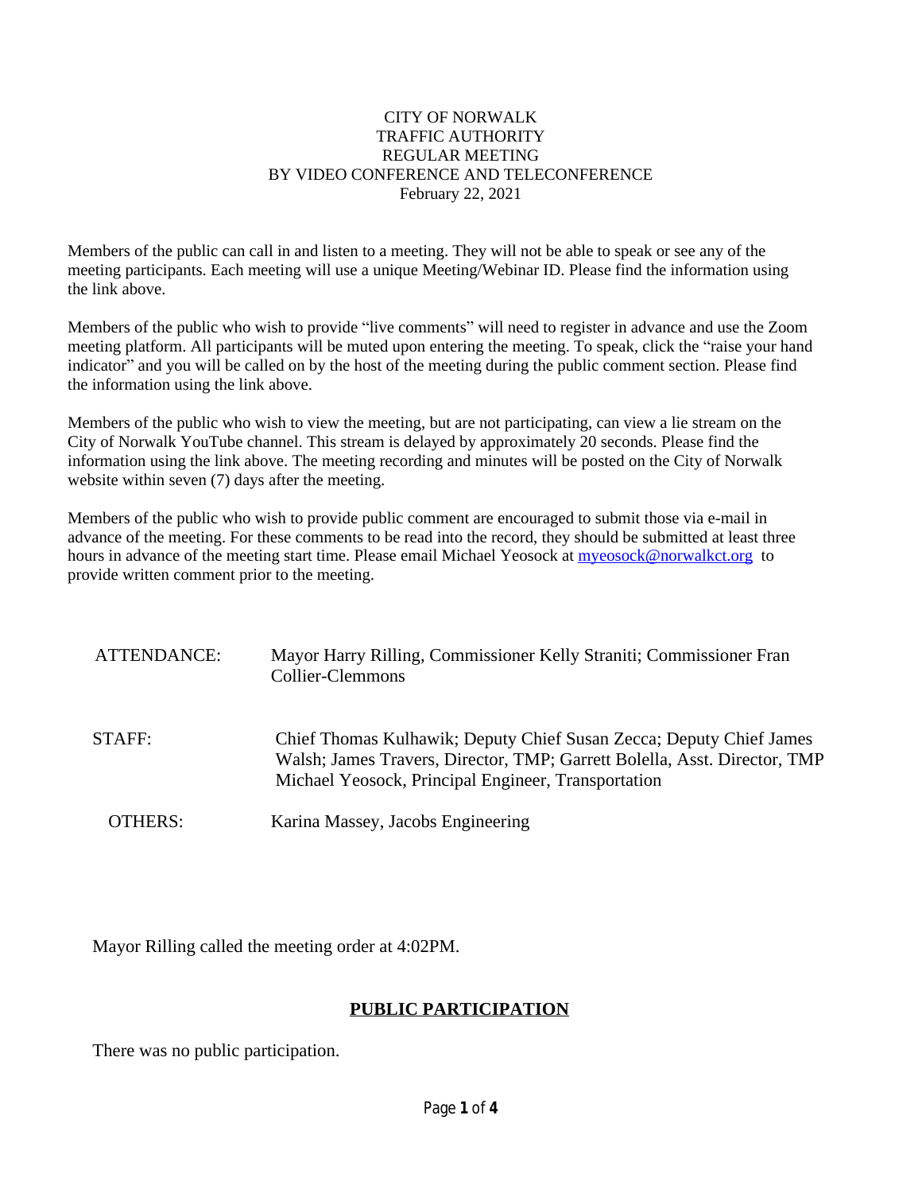CITY OF NORWALK
TRAFFIC AUTHORITY
REGULAR MEETING
BY VIDEO CONFERENCE AND TELECONFERENCE
February 22, 2021

Members of the public can call in and listen to a meeting. They will not be able to speak or see any of the meeting participants. Each meeting will use a unique Meeting/Webinar ID. Please find the information using the link above.

Members of the public who wish to provide "live comments" will need to register in advance and use the Zoom meeting platform. All participants will be muted upon entering the meeting. To speak, click the "raise your hand indicator" and you will be called on by the host of the meeting during the public comment section. Please find the information using the link above.

Members of the public who wish to view the meeting, but are not participating, can view a lie stream on the City of Norwalk YouTube channel. This stream is delayed by approximately 20 seconds. Please find the information using the link above. The meeting recording and minutes will be posted on the City of Norwalk website within seven (7) days after the meeting.

Members of the public who wish to provide public comment are encouraged to submit those via e-mail in advance of the meeting. For these comments to be read into the record, they should be submitted at least three hours in advance of the meeting start time. Please email Michael Yeosock at myeosock@norwalkct.org to provide written comment prior to the meeting.

ATTENDANCE: Mayor Harry Rilling, Commissioner Kelly Straniti; Commissioner Fran Collier-Clemmons

STAFF: Chief Thomas Kulhawik; Deputy Chief Susan Zecca; Deputy Chief James Walsh; James Travers, Director, TMP; Garrett Bolella, Asst. Director, TMP Michael Yeosock, Principal Engineer, Transportation

OTHERS: Karina Massey, Jacobs Engineering

Mayor Rilling called the meeting order at 4:02PM.

**PUBLIC PARTICIPATION**

There was no public participation.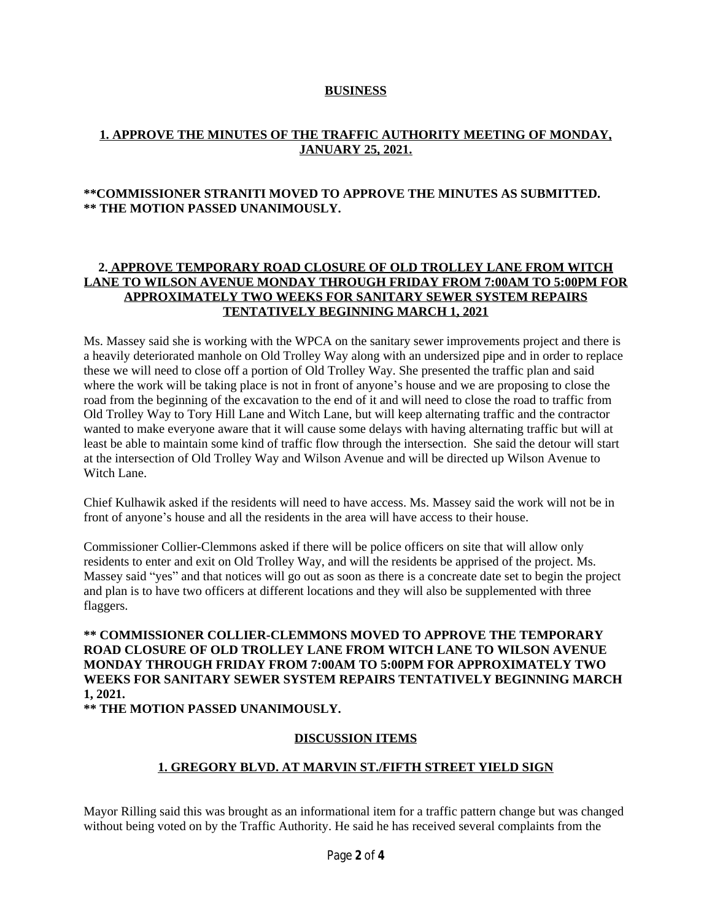## **BUSINESS**

### **1. APPROVE THE MINUTES OF THE TRAFFIC AUTHORITY MEETING OF MONDAY, JANUARY 25, 2021.**

**\*\*COMMISSIONER STRANITI MOVED TO APPROVE THE MINUTES AS SUBMITTED.**
**\*\* THE MOTION PASSED UNANIMOUSLY.**

### **2. APPROVE TEMPORARY ROAD CLOSURE OF OLD TROLLEY LANE FROM WITCH LANE TO WILSON AVENUE MONDAY THROUGH FRIDAY FROM 7:00AM TO 5:00PM FOR APPROXIMATELY TWO WEEKS FOR SANITARY SEWER SYSTEM REPAIRS TENTATIVELY BEGINNING MARCH 1, 2021**

Ms. Massey said she is working with the WPCA on the sanitary sewer improvements project and there is a heavily deteriorated manhole on Old Trolley Way along with an undersized pipe and in order to replace these we will need to close off a portion of Old Trolley Way. She presented the traffic plan and said where the work will be taking place is not in front of anyone's house and we are proposing to close the road from the beginning of the excavation to the end of it and will need to close the road to traffic from Old Trolley Way to Tory Hill Lane and Witch Lane, but will keep alternating traffic and the contractor wanted to make everyone aware that it will cause some delays with having alternating traffic but will at least be able to maintain some kind of traffic flow through the intersection. She said the detour will start at the intersection of Old Trolley Way and Wilson Avenue and will be directed up Wilson Avenue to Witch Lane.

Chief Kulhawik asked if the residents will need to have access. Ms. Massey said the work will not be in front of anyone's house and all the residents in the area will have access to their house.

Commissioner Collier-Clemmons asked if there will be police officers on site that will allow only residents to enter and exit on Old Trolley Way, and will the residents be apprised of the project. Ms. Massey said "yes" and that notices will go out as soon as there is a concreate date set to begin the project and plan is to have two officers at different locations and they will also be supplemented with three flaggers.

**\*\* COMMISSIONER COLLIER-CLEMMONS MOVED TO APPROVE THE TEMPORARY ROAD CLOSURE OF OLD TROLLEY LANE FROM WITCH LANE TO WILSON AVENUE MONDAY THROUGH FRIDAY FROM 7:00AM TO 5:00PM FOR APPROXIMATELY TWO WEEKS FOR SANITARY SEWER SYSTEM REPAIRS TENTATIVELY BEGINNING MARCH 1, 2021.**
**\*\* THE MOTION PASSED UNANIMOUSLY.**

## **DISCUSSION ITEMS**

### **1. GREGORY BLVD. AT MARVIN ST./FIFTH STREET YIELD SIGN**

Mayor Rilling said this was brought as an informational item for a traffic pattern change but was changed without being voted on by the Traffic Authority. He said he has received several complaints from the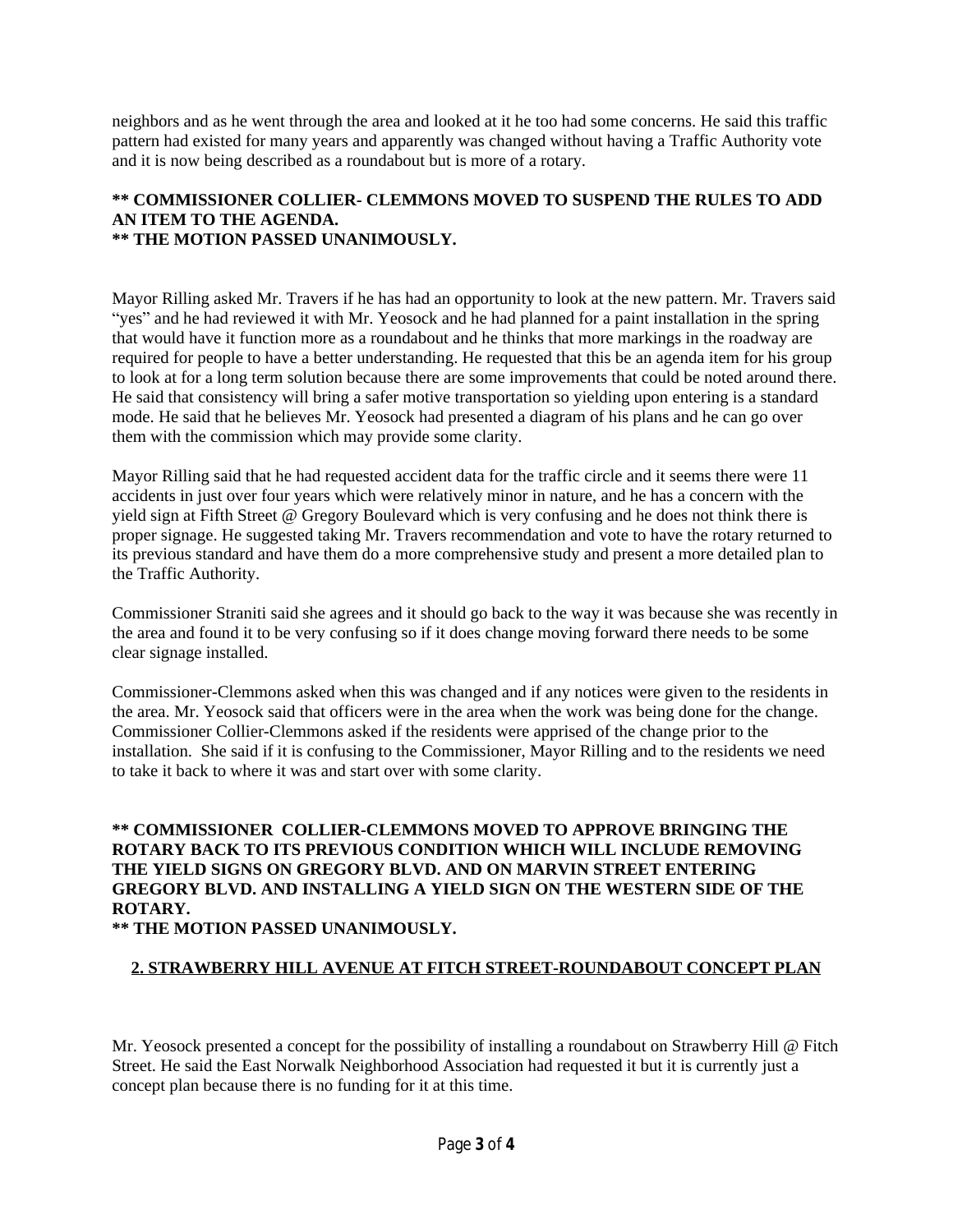neighbors and as he went through the area and looked at it he too had some concerns. He said this traffic pattern had existed for many years and apparently was changed without having a Traffic Authority vote and it is now being described as a roundabout but is more of a rotary.

**\*\* COMMISSIONER COLLIER- CLEMMONS MOVED TO SUSPEND THE RULES TO ADD AN ITEM TO THE AGENDA.**
**\*\* THE MOTION PASSED UNANIMOUSLY.**

Mayor Rilling asked Mr. Travers if he has had an opportunity to look at the new pattern. Mr. Travers said "yes" and he had reviewed it with Mr. Yeosock and he had planned for a paint installation in the spring that would have it function more as a roundabout and he thinks that more markings in the roadway are required for people to have a better understanding. He requested that this be an agenda item for his group to look at for a long term solution because there are some improvements that could be noted around there. He said that consistency will bring a safer motive transportation so yielding upon entering is a standard mode. He said that he believes Mr. Yeosock had presented a diagram of his plans and he can go over them with the commission which may provide some clarity.

Mayor Rilling said that he had requested accident data for the traffic circle and it seems there were 11 accidents in just over four years which were relatively minor in nature, and he has a concern with the yield sign at Fifth Street @ Gregory Boulevard which is very confusing and he does not think there is proper signage. He suggested taking Mr. Travers recommendation and vote to have the rotary returned to its previous standard and have them do a more comprehensive study and present a more detailed plan to the Traffic Authority.

Commissioner Straniti said she agrees and it should go back to the way it was because she was recently in the area and found it to be very confusing so if it does change moving forward there needs to be some clear signage installed.

Commissioner-Clemmons asked when this was changed and if any notices were given to the residents in the area. Mr. Yeosock said that officers were in the area when the work was being done for the change. Commissioner Collier-Clemmons asked if the residents were apprised of the change prior to the installation. She said if it is confusing to the Commissioner, Mayor Rilling and to the residents we need to take it back to where it was and start over with some clarity.

**\*\* COMMISSIONER COLLIER-CLEMMONS MOVED TO APPROVE BRINGING THE ROTARY BACK TO ITS PREVIOUS CONDITION WHICH WILL INCLUDE REMOVING THE YIELD SIGNS ON GREGORY BLVD. AND ON MARVIN STREET ENTERING GREGORY BLVD. AND INSTALLING A YIELD SIGN ON THE WESTERN SIDE OF THE ROTARY.**
**\*\* THE MOTION PASSED UNANIMOUSLY.**

**2. STRAWBERRY HILL AVENUE AT FITCH STREET-ROUNDABOUT CONCEPT PLAN**

Mr. Yeosock presented a concept for the possibility of installing a roundabout on Strawberry Hill @ Fitch Street. He said the East Norwalk Neighborhood Association had requested it but it is currently just a concept plan because there is no funding for it at this time.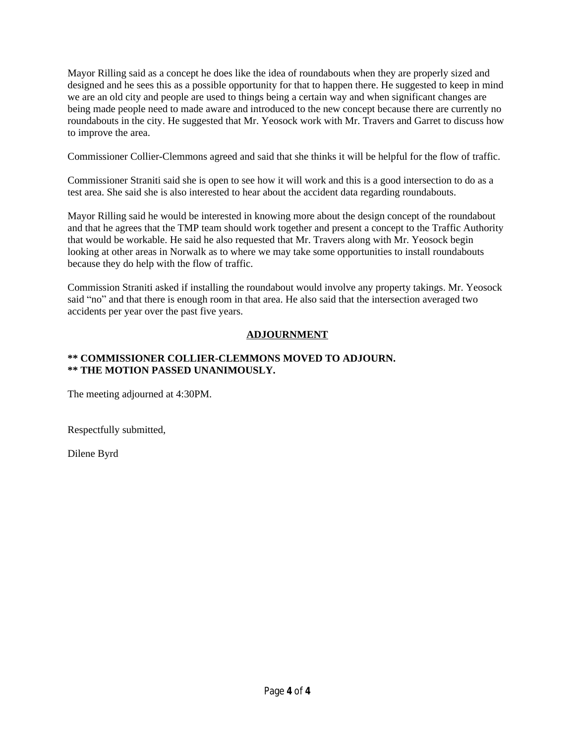Mayor Rilling said as a concept he does like the idea of roundabouts when they are properly sized and designed and he sees this as a possible opportunity for that to happen there. He suggested to keep in mind we are an old city and people are used to things being a certain way and when significant changes are being made people need to made aware and introduced to the new concept because there are currently no roundabouts in the city. He suggested that Mr. Yeosock work with Mr. Travers and Garret to discuss how to improve the area.

Commissioner Collier-Clemmons agreed and said that she thinks it will be helpful for the flow of traffic.

Commissioner Straniti said she is open to see how it will work and this is a good intersection to do as a test area. She said she is also interested to hear about the accident data regarding roundabouts.

Mayor Rilling said he would be interested in knowing more about the design concept of the roundabout and that he agrees that the TMP team should work together and present a concept to the Traffic Authority that would be workable. He said he also requested that Mr. Travers along with Mr. Yeosock begin looking at other areas in Norwalk as to where we may take some opportunities to install roundabouts because they do help with the flow of traffic.

Commission Straniti asked if installing the roundabout would involve any property takings. Mr. Yeosock said "no" and that there is enough room in that area. He also said that the intersection averaged two accidents per year over the past five years.

## ADJOURNMENT

**** COMMISSIONER COLLIER-CLEMMONS MOVED TO ADJOURN.**
**** THE MOTION PASSED UNANIMOUSLY.**

The meeting adjourned at 4:30PM.

Respectfully submitted,

Dilene Byrd